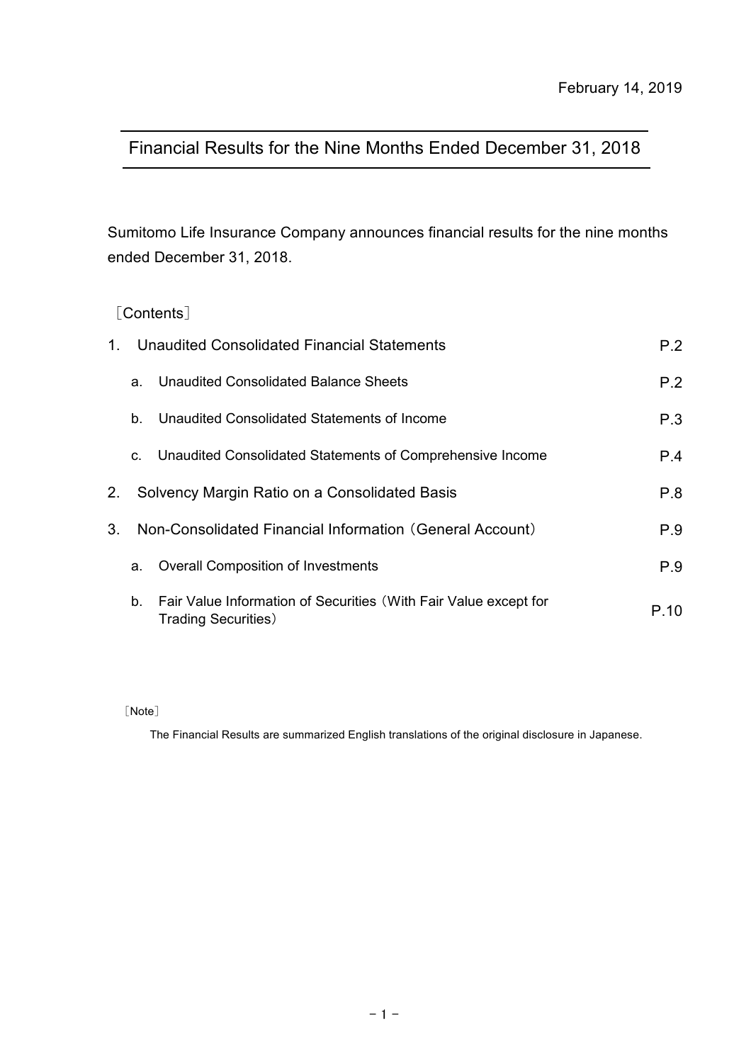February 14, 2019

# Financial Results for the Nine Months Ended December 31, 2018

Sumitomo Life Insurance Company announces financial results for the nine months ended December 31, 2018.

［Contents］

| | | |
|---|---|---|
| 1. | Unaudited Consolidated Financial Statements | P.2 |
| | a. Unaudited Consolidated Balance Sheets | P.2 |
| | b. Unaudited Consolidated Statements of Income | P.3 |
| | c. Unaudited Consolidated Statements of Comprehensive Income | P.4 |
| 2. | Solvency Margin Ratio on a Consolidated Basis | P.8 |
| 3. | Non-Consolidated Financial Information（General Account） | P.9 |
| | a. Overall Composition of Investments | P.9 |
| | b. Fair Value Information of Securities（With Fair Value except for Trading Securities） | P.10 |

［Note］

The Financial Results are summarized English translations of the original disclosure in Japanese.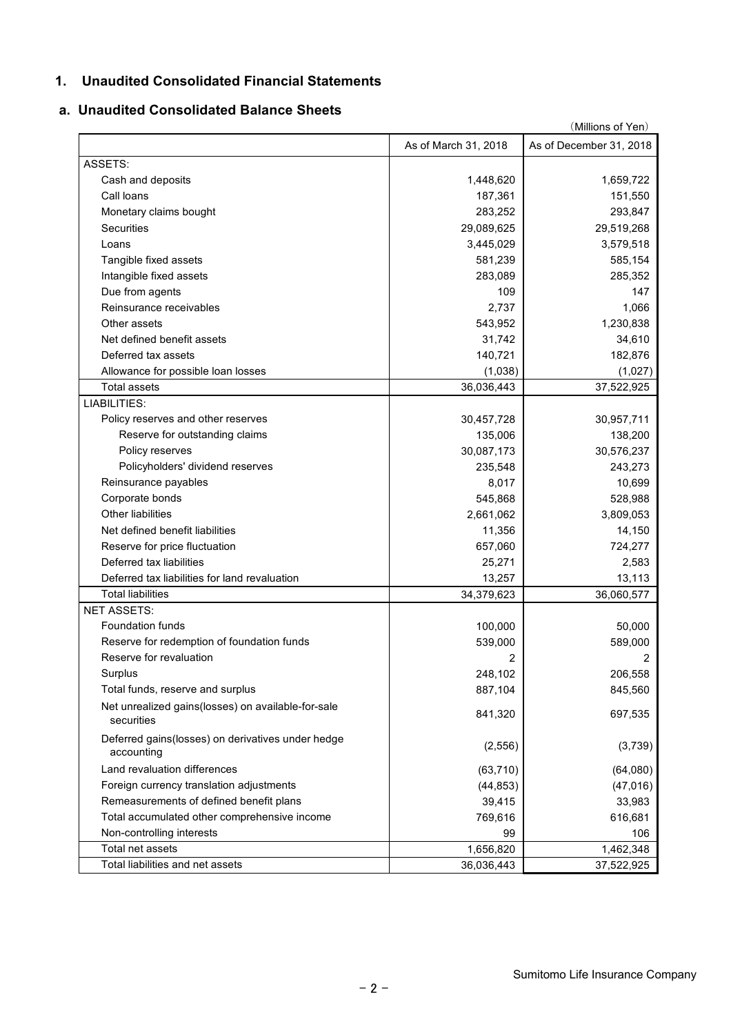## 1. Unaudited Consolidated Financial Statements

### a. Unaudited Consolidated Balance Sheets

(Millions of Yen)

| | As of March 31, 2018 | As of December 31, 2018 |
|---|---|---|
| ASSETS: | | |
| Cash and deposits | 1,448,620 | 1,659,722 |
| Call loans | 187,361 | 151,550 |
| Monetary claims bought | 283,252 | 293,847 |
| Securities | 29,089,625 | 29,519,268 |
| Loans | 3,445,029 | 3,579,518 |
| Tangible fixed assets | 581,239 | 585,154 |
| Intangible fixed assets | 283,089 | 285,352 |
| Due from agents | 109 | 147 |
| Reinsurance receivables | 2,737 | 1,066 |
| Other assets | 543,952 | 1,230,838 |
| Net defined benefit assets | 31,742 | 34,610 |
| Deferred tax assets | 140,721 | 182,876 |
| Allowance for possible loan losses | (1,038) | (1,027) |
| Total assets | 36,036,443 | 37,522,925 |
| LIABILITIES: | | |
| Policy reserves and other reserves | 30,457,728 | 30,957,711 |
| Reserve for outstanding claims | 135,006 | 138,200 |
| Policy reserves | 30,087,173 | 30,576,237 |
| Policyholders' dividend reserves | 235,548 | 243,273 |
| Reinsurance payables | 8,017 | 10,699 |
| Corporate bonds | 545,868 | 528,988 |
| Other liabilities | 2,661,062 | 3,809,053 |
| Net defined benefit liabilities | 11,356 | 14,150 |
| Reserve for price fluctuation | 657,060 | 724,277 |
| Deferred tax liabilities | 25,271 | 2,583 |
| Deferred tax liabilities for land revaluation | 13,257 | 13,113 |
| Total liabilities | 34,379,623 | 36,060,577 |
| NET ASSETS: | | |
| Foundation funds | 100,000 | 50,000 |
| Reserve for redemption of foundation funds | 539,000 | 589,000 |
| Reserve for revaluation | 2 | 2 |
| Surplus | 248,102 | 206,558 |
| Total funds, reserve and surplus | 887,104 | 845,560 |
| Net unrealized gains(losses) on available-for-sale securities | 841,320 | 697,535 |
| Deferred gains(losses) on derivatives under hedge accounting | (2,556) | (3,739) |
| Land revaluation differences | (63,710) | (64,080) |
| Foreign currency translation adjustments | (44,853) | (47,016) |
| Remeasurements of defined benefit plans | 39,415 | 33,983 |
| Total accumulated other comprehensive income | 769,616 | 616,681 |
| Non-controlling interests | 99 | 106 |
| Total net assets | 1,656,820 | 1,462,348 |
| Total liabilities and net assets | 36,036,443 | 37,522,925 |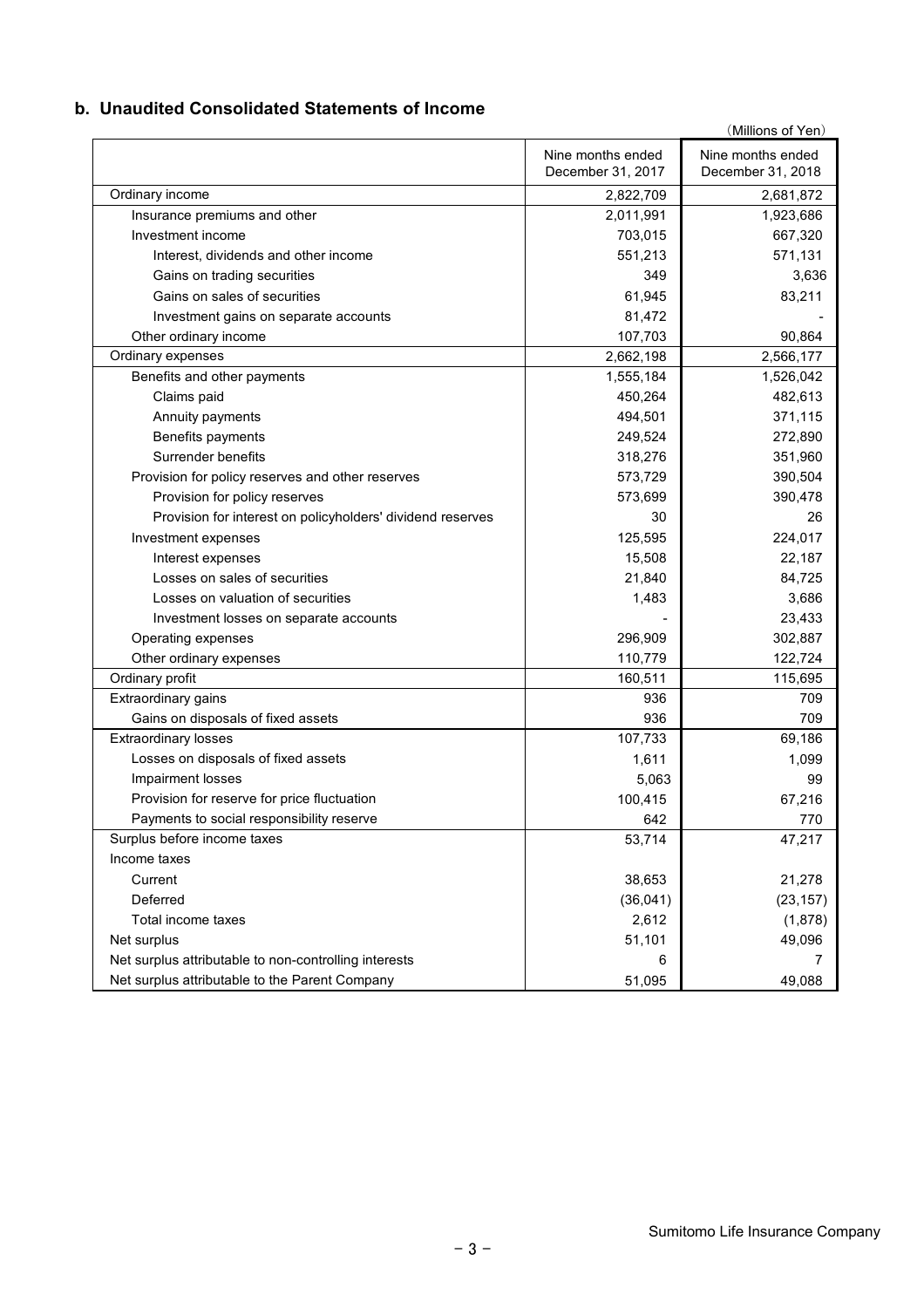## b. Unaudited Consolidated Statements of Income

(Millions of Yen)

| | Nine months ended December 31, 2017 | Nine months ended December 31, 2018 |
|---|---|---|
| Ordinary income | 2,822,709 | 2,681,872 |
| Insurance premiums and other | 2,011,991 | 1,923,686 |
| Investment income | 703,015 | 667,320 |
| Interest, dividends and other income | 551,213 | 571,131 |
| Gains on trading securities | 349 | 3,636 |
| Gains on sales of securities | 61,945 | 83,211 |
| Investment gains on separate accounts | 81,472 | - |
| Other ordinary income | 107,703 | 90,864 |
| Ordinary expenses | 2,662,198 | 2,566,177 |
| Benefits and other payments | 1,555,184 | 1,526,042 |
| Claims paid | 450,264 | 482,613 |
| Annuity payments | 494,501 | 371,115 |
| Benefits payments | 249,524 | 272,890 |
| Surrender benefits | 318,276 | 351,960 |
| Provision for policy reserves and other reserves | 573,729 | 390,504 |
| Provision for policy reserves | 573,699 | 390,478 |
| Provision for interest on policyholders' dividend reserves | 30 | 26 |
| Investment expenses | 125,595 | 224,017 |
| Interest expenses | 15,508 | 22,187 |
| Losses on sales of securities | 21,840 | 84,725 |
| Losses on valuation of securities | 1,483 | 3,686 |
| Investment losses on separate accounts | - | 23,433 |
| Operating expenses | 296,909 | 302,887 |
| Other ordinary expenses | 110,779 | 122,724 |
| Ordinary profit | 160,511 | 115,695 |
| Extraordinary gains | 936 | 709 |
| Gains on disposals of fixed assets | 936 | 709 |
| Extraordinary losses | 107,733 | 69,186 |
| Losses on disposals of fixed assets | 1,611 | 1,099 |
| Impairment losses | 5,063 | 99 |
| Provision for reserve for price fluctuation | 100,415 | 67,216 |
| Payments to social responsibility reserve | 642 | 770 |
| Surplus before income taxes | 53,714 | 47,217 |
| Income taxes | | |
| Current | 38,653 | 21,278 |
| Deferred | (36,041) | (23,157) |
| Total income taxes | 2,612 | (1,878) |
| Net surplus | 51,101 | 49,096 |
| Net surplus attributable to non-controlling interests | 6 | 7 |
| Net surplus attributable to the Parent Company | 51,095 | 49,088 |

Sumitomo Life Insurance Company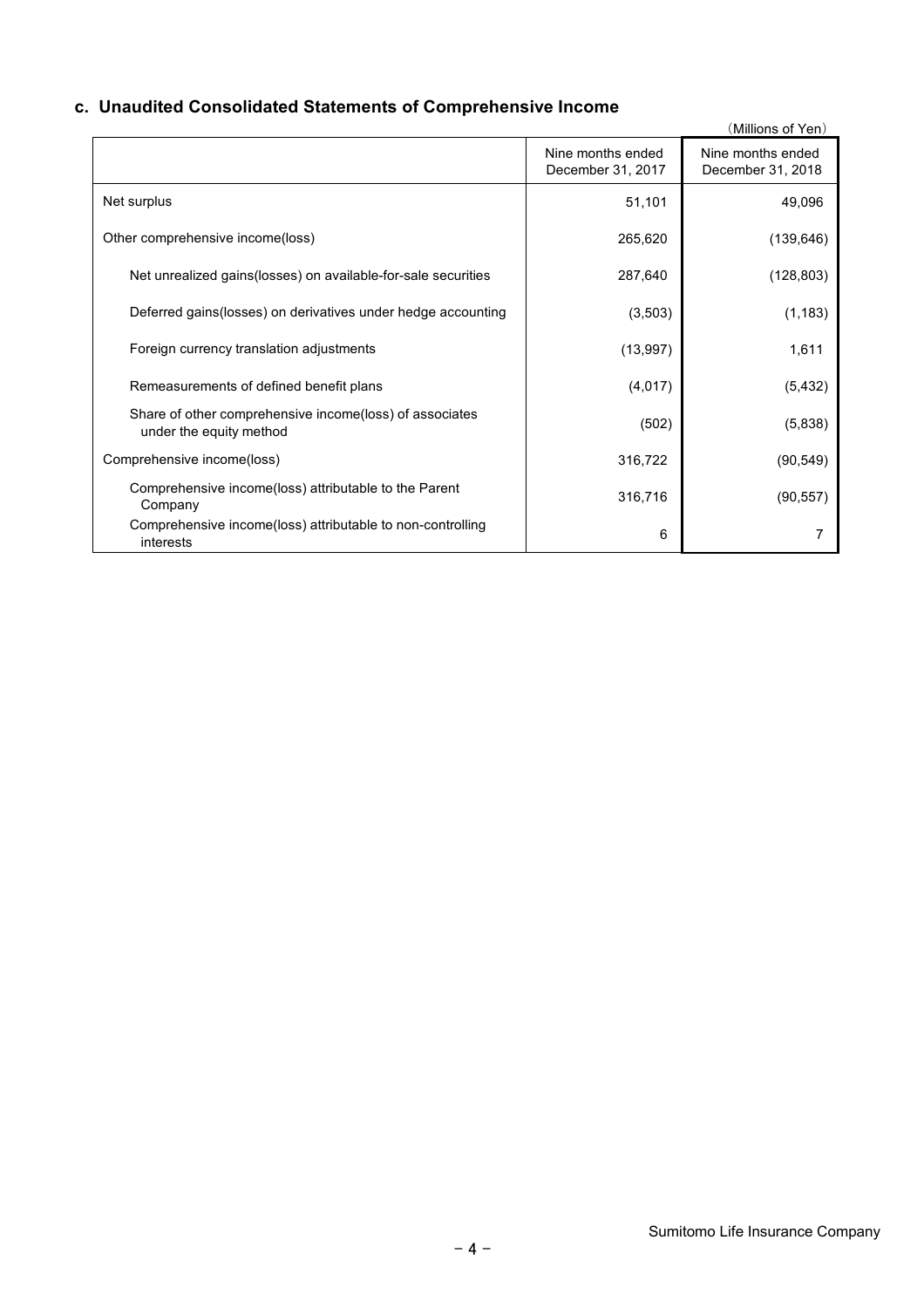### c. Unaudited Consolidated Statements of Comprehensive Income

(Millions of Yen)

| | Nine months ended December 31, 2017 | Nine months ended December 31, 2018 |
|---|---|---|
| Net surplus | 51,101 | 49,096 |
| Other comprehensive income(loss) | 265,620 | (139,646) |
| Net unrealized gains(losses) on available-for-sale securities | 287,640 | (128,803) |
| Deferred gains(losses) on derivatives under hedge accounting | (3,503) | (1,183) |
| Foreign currency translation adjustments | (13,997) | 1,611 |
| Remeasurements of defined benefit plans | (4,017) | (5,432) |
| Share of other comprehensive income(loss) of associates under the equity method | (502) | (5,838) |
| Comprehensive income(loss) | 316,722 | (90,549) |
| Comprehensive income(loss) attributable to the Parent Company | 316,716 | (90,557) |
| Comprehensive income(loss) attributable to non-controlling interests | 6 | 7 |

Sumitomo Life Insurance Company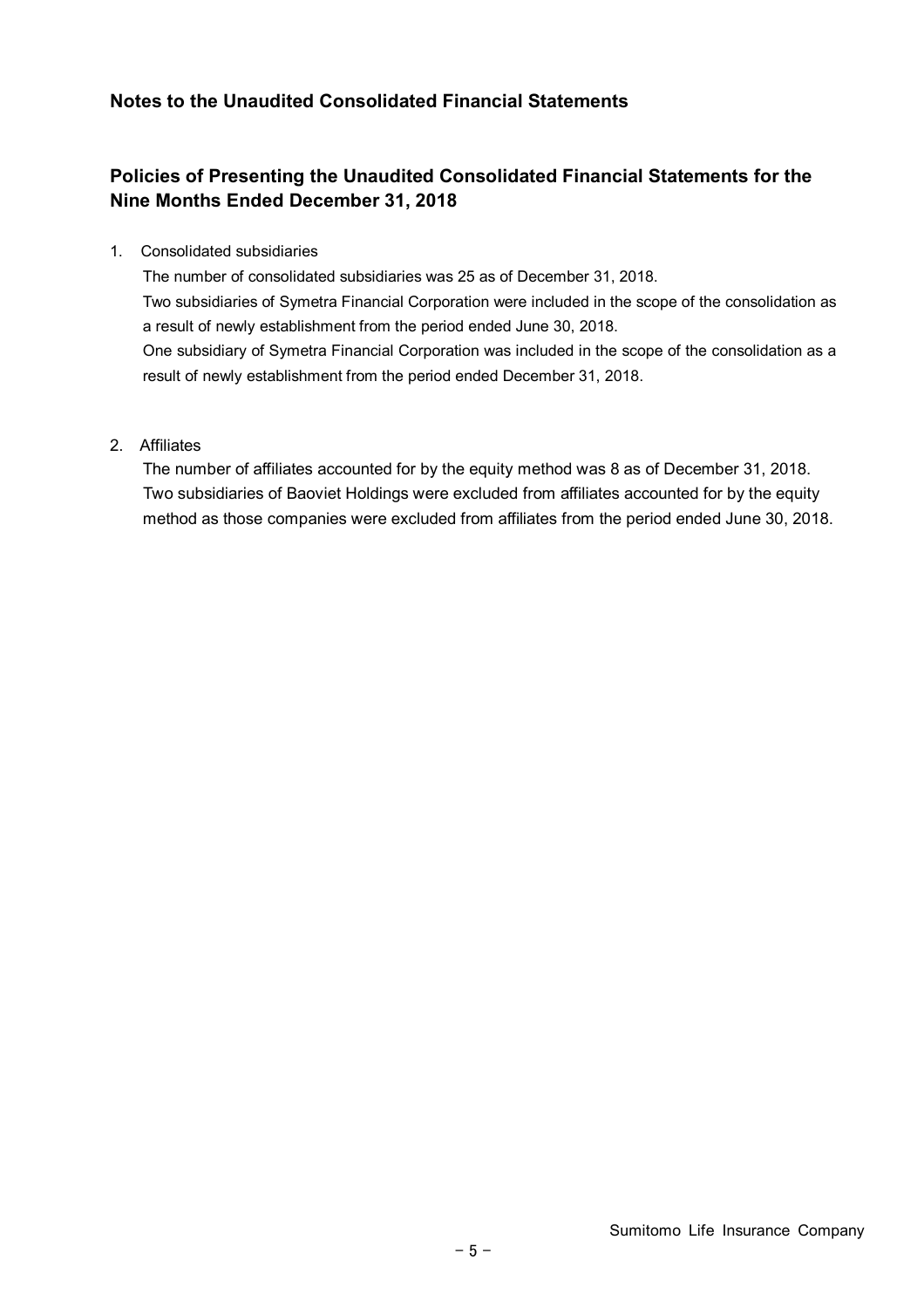## Notes to the Unaudited Consolidated Financial Statements

## Policies of Presenting the Unaudited Consolidated Financial Statements for the Nine Months Ended December 31, 2018

1. Consolidated subsidiaries

   The number of consolidated subsidiaries was 25 as of December 31, 2018.
   Two subsidiaries of Symetra Financial Corporation were included in the scope of the consolidation as a result of newly establishment from the period ended June 30, 2018.
   One subsidiary of Symetra Financial Corporation was included in the scope of the consolidation as a result of newly establishment from the period ended December 31, 2018.

2. Affiliates

   The number of affiliates accounted for by the equity method was 8 as of December 31, 2018.
   Two subsidiaries of Baoviet Holdings were excluded from affiliates accounted for by the equity method as those companies were excluded from affiliates from the period ended June 30, 2018.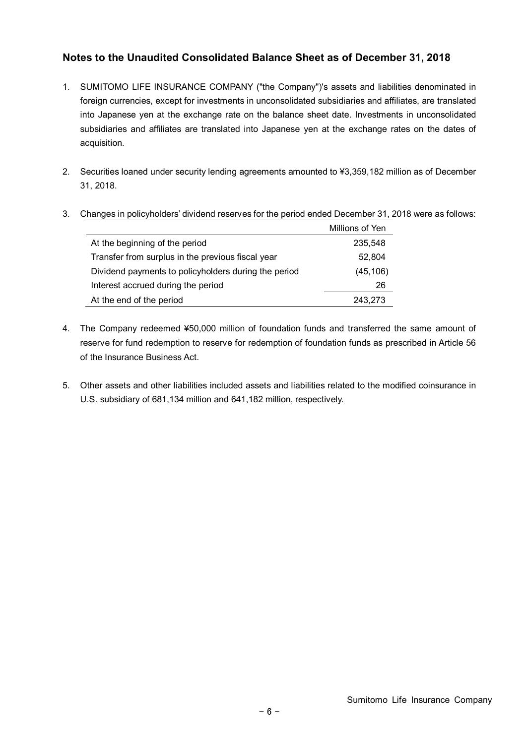## Notes to the Unaudited Consolidated Balance Sheet as of December 31, 2018

1. SUMITOMO LIFE INSURANCE COMPANY ("the Company")'s assets and liabilities denominated in foreign currencies, except for investments in unconsolidated subsidiaries and affiliates, are translated into Japanese yen at the exchange rate on the balance sheet date. Investments in unconsolidated subsidiaries and affiliates are translated into Japanese yen at the exchange rates on the dates of acquisition.

2. Securities loaned under security lending agreements amounted to ¥3,359,182 million as of December 31, 2018.

3. Changes in policyholders' dividend reserves for the period ended December 31, 2018 were as follows:

| | Millions of Yen |
|---|---|
| At the beginning of the period | 235,548 |
| Transfer from surplus in the previous fiscal year | 52,804 |
| Dividend payments to policyholders during the period | (45,106) |
| Interest accrued during the period | 26 |
| At the end of the period | 243,273 |

4. The Company redeemed ¥50,000 million of foundation funds and transferred the same amount of reserve for fund redemption to reserve for redemption of foundation funds as prescribed in Article 56 of the Insurance Business Act.

5. Other assets and other liabilities included assets and liabilities related to the modified coinsurance in U.S. subsidiary of 681,134 million and 641,182 million, respectively.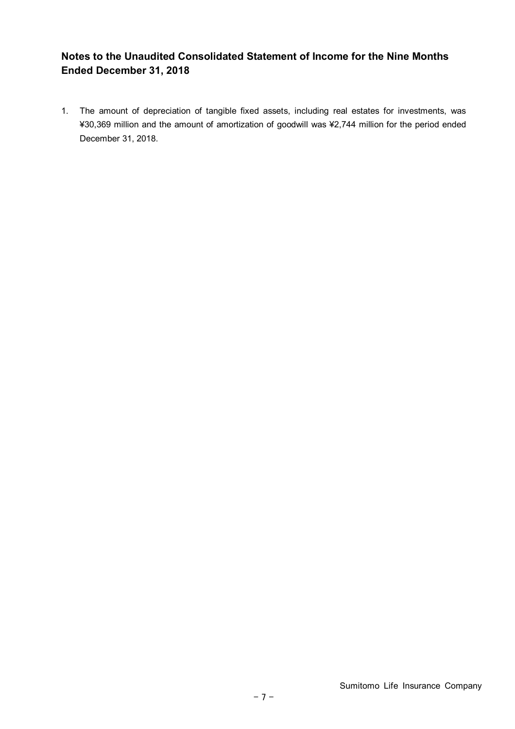## Notes to the Unaudited Consolidated Statement of Income for the Nine Months Ended December 31, 2018

1. The amount of depreciation of tangible fixed assets, including real estates for investments, was ¥30,369 million and the amount of amortization of goodwill was ¥2,744 million for the period ended December 31, 2018.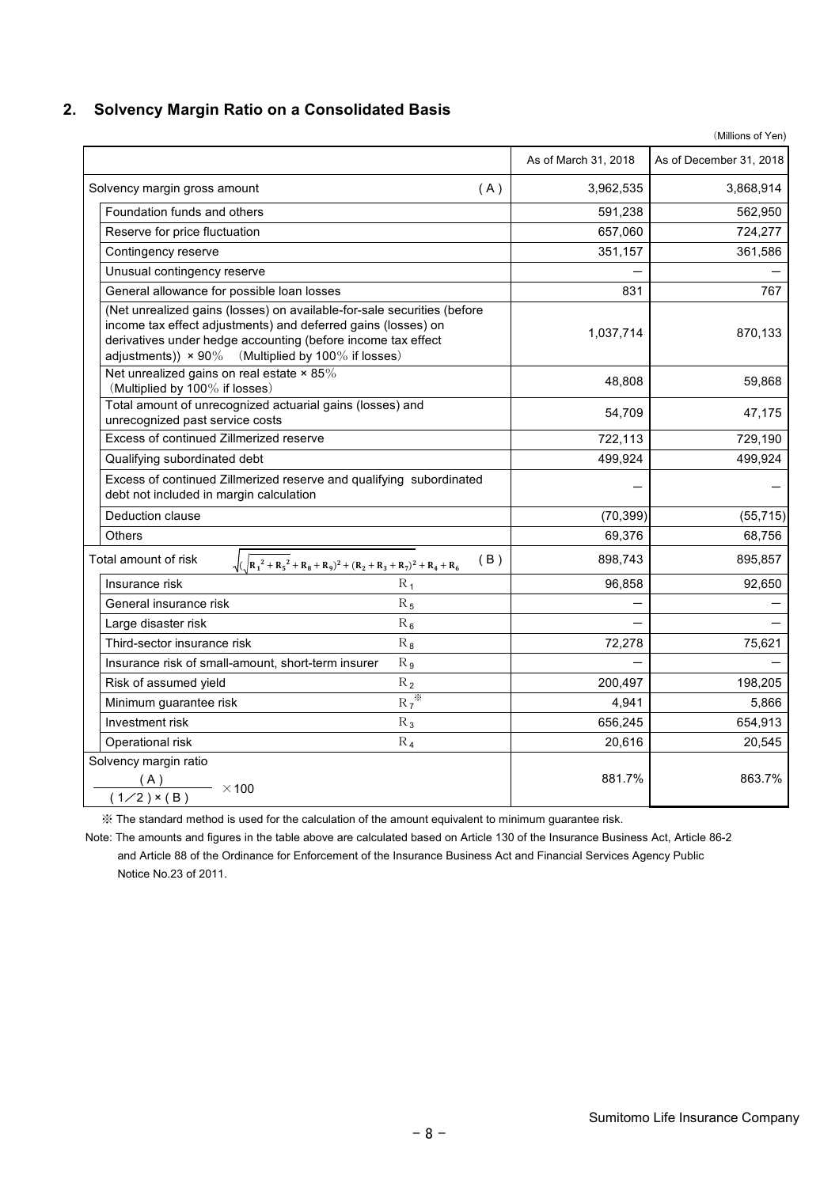## 2. Solvency Margin Ratio on a Consolidated Basis

(Millions of Yen)

| | | As of March 31, 2018 | As of December 31, 2018 |
|---|---|---|---|
| Solvency margin gross amount | (A) | 3,962,535 | 3,868,914 |
| Foundation funds and others | | 591,238 | 562,950 |
| Reserve for price fluctuation | | 657,060 | 724,277 |
| Contingency reserve | | 351,157 | 361,586 |
| Unusual contingency reserve | | − | − |
| General allowance for possible loan losses | | 831 | 767 |
| (Net unrealized gains (losses) on available-for-sale securities (before income tax effect adjustments) and deferred gains (losses) on derivatives under hedge accounting (before income tax effect adjustments)) × 90% (Multiplied by 100% if losses) | | 1,037,714 | 870,133 |
| Net unrealized gains on real estate × 85% (Multiplied by 100% if losses) | | 48,808 | 59,868 |
| Total amount of unrecognized actuarial gains (losses) and unrecognized past service costs | | 54,709 | 47,175 |
| Excess of continued Zillmerized reserve | | 722,113 | 729,190 |
| Qualifying subordinated debt | | 499,924 | 499,924 |
| Excess of continued Zillmerized reserve and qualifying subordinated debt not included in margin calculation | | − | − |
| Deduction clause | | (70,399) | (55,715) |
| Others | | 69,376 | 68,756 |
| Total amount of risk $\sqrt{(\sqrt{R_1^2+R_5^2}+R_8+R_9)^2+(R_2+R_3+R_7)^2}+R_4+R_6$ | (B) | 898,743 | 895,857 |
| Insurance risk | $R_1$ | 96,858 | 92,650 |
| General insurance risk | $R_5$ | − | − |
| Large disaster risk | $R_6$ | − | − |
| Third-sector insurance risk | $R_8$ | 72,278 | 75,621 |
| Insurance risk of small-amount, short-term insurer | $R_9$ | − | − |
| Risk of assumed yield | $R_2$ | 200,497 | 198,205 |
| Minimum guarantee risk | $R_7$ ※ | 4,941 | 5,866 |
| Investment risk | $R_3$ | 656,245 | 654,913 |
| Operational risk | $R_4$ | 20,616 | 20,545 |
| Solvency margin ratio $\frac{(A)}{(1/2)\times(B)}\times 100$ | | 881.7% | 863.7% |

※ The standard method is used for the calculation of the amount equivalent to minimum guarantee risk.

Note: The amounts and figures in the table above are calculated based on Article 130 of the Insurance Business Act, Article 86-2 and Article 88 of the Ordinance for Enforcement of the Insurance Business Act and Financial Services Agency Public Notice No.23 of 2011.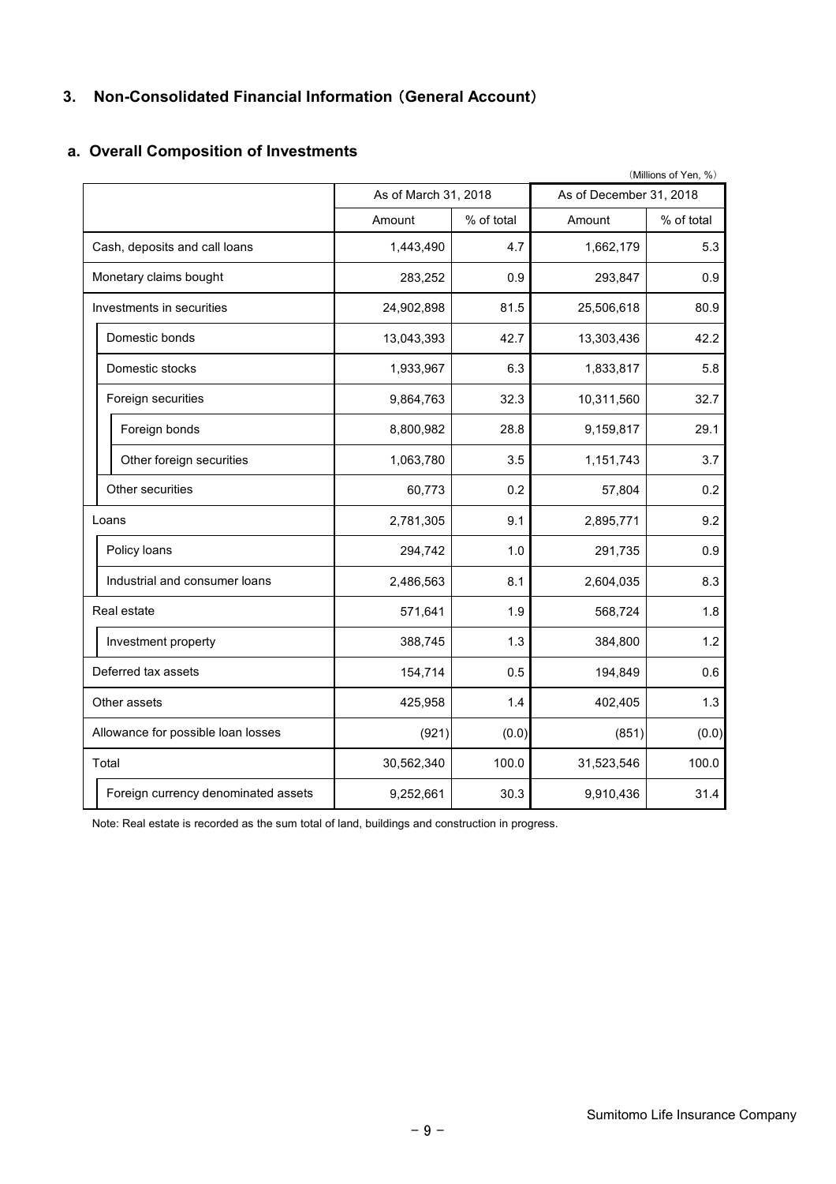## 3. Non-Consolidated Financial Information（General Account）

### a. Overall Composition of Investments

（Millions of Yen, %）

| | As of March 31, 2018 | | As of December 31, 2018 | |
|---|---|---|---|---|
| | Amount | % of total | Amount | % of total |
| Cash, deposits and call loans | 1,443,490 | 4.7 | 1,662,179 | 5.3 |
| Monetary claims bought | 283,252 | 0.9 | 293,847 | 0.9 |
| Investments in securities | 24,902,898 | 81.5 | 25,506,618 | 80.9 |
| Domestic bonds | 13,043,393 | 42.7 | 13,303,436 | 42.2 |
| Domestic stocks | 1,933,967 | 6.3 | 1,833,817 | 5.8 |
| Foreign securities | 9,864,763 | 32.3 | 10,311,560 | 32.7 |
| Foreign bonds | 8,800,982 | 28.8 | 9,159,817 | 29.1 |
| Other foreign securities | 1,063,780 | 3.5 | 1,151,743 | 3.7 |
| Other securities | 60,773 | 0.2 | 57,804 | 0.2 |
| Loans | 2,781,305 | 9.1 | 2,895,771 | 9.2 |
| Policy loans | 294,742 | 1.0 | 291,735 | 0.9 |
| Industrial and consumer loans | 2,486,563 | 8.1 | 2,604,035 | 8.3 |
| Real estate | 571,641 | 1.9 | 568,724 | 1.8 |
| Investment property | 388,745 | 1.3 | 384,800 | 1.2 |
| Deferred tax assets | 154,714 | 0.5 | 194,849 | 0.6 |
| Other assets | 425,958 | 1.4 | 402,405 | 1.3 |
| Allowance for possible loan losses | (921) | (0.0) | (851) | (0.0) |
| Total | 30,562,340 | 100.0 | 31,523,546 | 100.0 |
| Foreign currency denominated assets | 9,252,661 | 30.3 | 9,910,436 | 31.4 |

Note: Real estate is recorded as the sum total of land, buildings and construction in progress.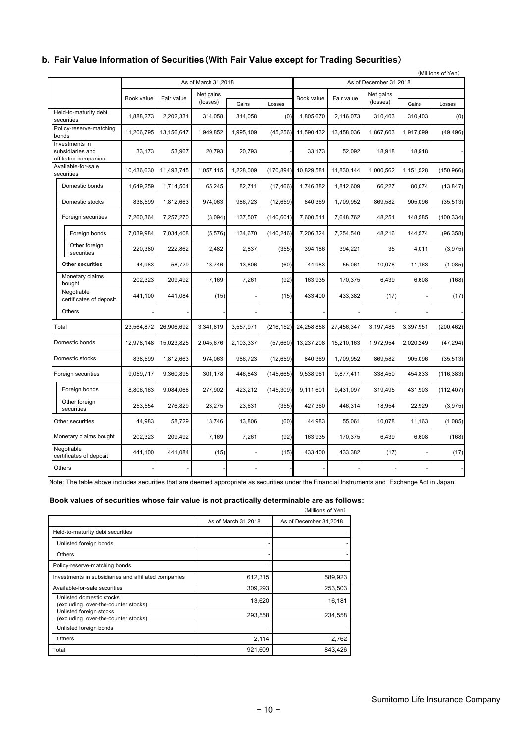## b. Fair Value Information of Securities (With Fair Value except for Trading Securities)

(Millions of Yen)

| | As of March 31,2018 | | | | | As of December 31,2018 | | | | |
|---|---|---|---|---|---|---|---|---|---|---|
| | Book value | Fair value | Net gains (losses) | Gains | Losses | Book value | Fair value | Net gains (losses) | Gains | Losses |
| Held-to-maturity debt securities | 1,888,273 | 2,202,331 | 314,058 | 314,058 | (0) | 1,805,670 | 2,116,073 | 310,403 | 310,403 | (0) |
| Policy-reserve-matching bonds | 11,206,795 | 13,156,647 | 1,949,852 | 1,995,109 | (45,256) | 11,590,432 | 13,458,036 | 1,867,603 | 1,917,099 | (49,496) |
| Investments in subsidiaries and affiliated companies | 33,173 | 53,967 | 20,793 | 20,793 | - | 33,173 | 52,092 | 18,918 | 18,918 | - |
| Available-for-sale securities | 10,436,630 | 11,493,745 | 1,057,115 | 1,228,009 | (170,894) | 10,829,581 | 11,830,144 | 1,000,562 | 1,151,528 | (150,966) |
| Domestic bonds | 1,649,259 | 1,714,504 | 65,245 | 82,711 | (17,466) | 1,746,382 | 1,812,609 | 66,227 | 80,074 | (13,847) |
| Domestic stocks | 838,599 | 1,812,663 | 974,063 | 986,723 | (12,659) | 840,369 | 1,709,952 | 869,582 | 905,096 | (35,513) |
| Foreign securities | 7,260,364 | 7,257,270 | (3,094) | 137,507 | (140,601) | 7,600,511 | 7,648,762 | 48,251 | 148,585 | (100,334) |
| Foreign bonds | 7,039,984 | 7,034,408 | (5,576) | 134,670 | (140,246) | 7,206,324 | 7,254,540 | 48,216 | 144,574 | (96,358) |
| Other foreign securities | 220,380 | 222,862 | 2,482 | 2,837 | (355) | 394,186 | 394,221 | 35 | 4,011 | (3,975) |
| Other securities | 44,983 | 58,729 | 13,746 | 13,806 | (60) | 44,983 | 55,061 | 10,078 | 11,163 | (1,085) |
| Monetary claims bought | 202,323 | 209,492 | 7,169 | 7,261 | (92) | 163,935 | 170,375 | 6,439 | 6,608 | (168) |
| Negotiable certificates of deposit | 441,100 | 441,084 | (15) | - | (15) | 433,400 | 433,382 | (17) | - | (17) |
| Others | - | - | - | - | - | - | - | - | - | - |
| Total | 23,564,872 | 26,906,692 | 3,341,819 | 3,557,971 | (216,152) | 24,258,858 | 27,456,347 | 3,197,488 | 3,397,951 | (200,462) |
| Domestic bonds | 12,978,148 | 15,023,825 | 2,045,676 | 2,103,337 | (57,660) | 13,237,208 | 15,210,163 | 1,972,954 | 2,020,249 | (47,294) |
| Domestic stocks | 838,599 | 1,812,663 | 974,063 | 986,723 | (12,659) | 840,369 | 1,709,952 | 869,582 | 905,096 | (35,513) |
| Foreign securities | 9,059,717 | 9,360,895 | 301,178 | 446,843 | (145,665) | 9,538,961 | 9,877,411 | 338,450 | 454,833 | (116,383) |
| Foreign bonds | 8,806,163 | 9,084,066 | 277,902 | 423,212 | (145,309) | 9,111,601 | 9,431,097 | 319,495 | 431,903 | (112,407) |
| Other foreign securities | 253,554 | 276,829 | 23,275 | 23,631 | (355) | 427,360 | 446,314 | 18,954 | 22,929 | (3,975) |
| Other securities | 44,983 | 58,729 | 13,746 | 13,806 | (60) | 44,983 | 55,061 | 10,078 | 11,163 | (1,085) |
| Monetary claims bought | 202,323 | 209,492 | 7,169 | 7,261 | (92) | 163,935 | 170,375 | 6,439 | 6,608 | (168) |
| Negotiable certificates of deposit | 441,100 | 441,084 | (15) | - | (15) | 433,400 | 433,382 | (17) | - | (17) |
| Others | - | - | - | - | - | - | - | - | - | - |

Note: The table above includes securities that are deemed appropriate as securities under the Financial Instruments and Exchange Act in Japan.

**Book values of securities whose fair value is not practically determinable are as follows:**

(Millions of Yen)

| | As of March 31,2018 | As of December 31,2018 |
|---|---|---|
| Held-to-maturity debt securities | - | - |
| Unlisted foreign bonds | - | - |
| Others | - | - |
| Policy-reserve-matching bonds | - | - |
| Investments in subsidiaries and affiliated companies | 612,315 | 589,923 |
| Available-for-sale securities | 309,293 | 253,503 |
| Unlisted domestic stocks (excluding over-the-counter stocks) | 13,620 | 16,181 |
| Unlisted foreign stocks (excluding over-the-counter stocks) | 293,558 | 234,558 |
| Unlisted foreign bonds | - | - |
| Others | 2,114 | 2,762 |
| Total | 921,609 | 843,426 |

Sumitomo Life Insurance Company